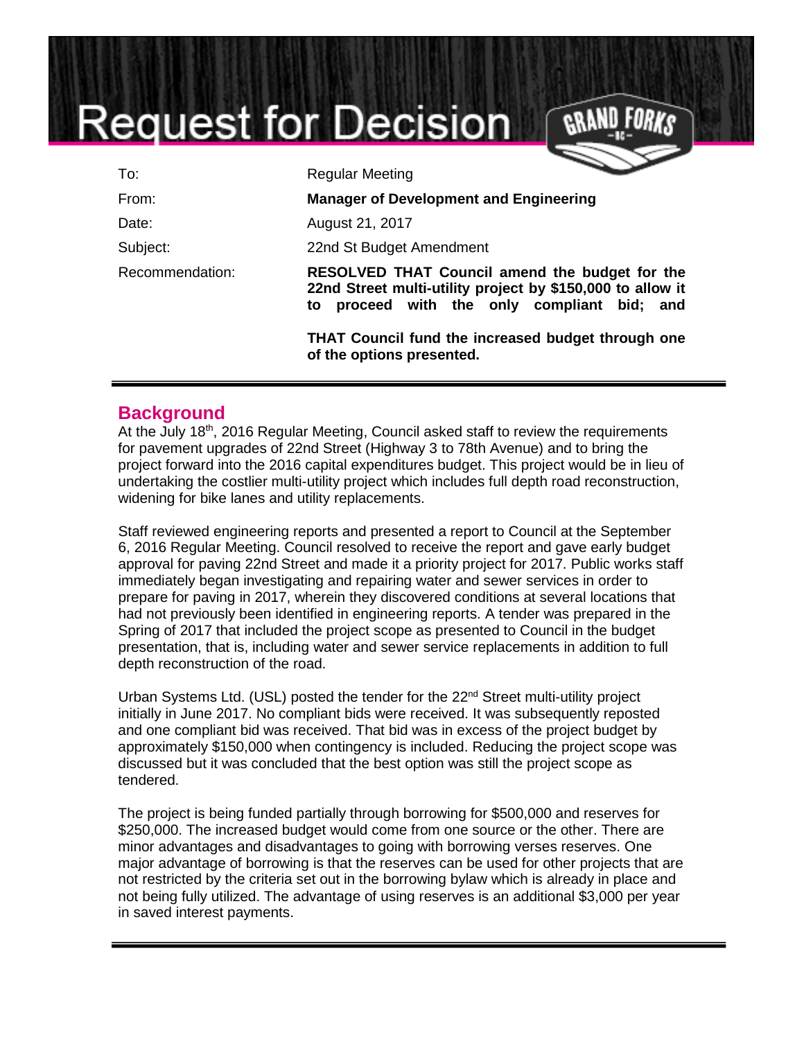# Request for Decision

| | |
|---|---|
| To: | Regular Meeting |
| From: | **Manager of Development and Engineering** |
| Date: | August 21, 2017 |
| Subject: | 22nd St Budget Amendment |
| Recommendation: | **RESOLVED THAT Council amend the budget for the 22nd Street multi-utility project by $150,000 to allow it to proceed with the only compliant bid; and**<br><br>**THAT Council fund the increased budget through one of the options presented.** |

## Background

At the July 18th, 2016 Regular Meeting, Council asked staff to review the requirements for pavement upgrades of 22nd Street (Highway 3 to 78th Avenue) and to bring the project forward into the 2016 capital expenditures budget. This project would be in lieu of undertaking the costlier multi-utility project which includes full depth road reconstruction, widening for bike lanes and utility replacements.

Staff reviewed engineering reports and presented a report to Council at the September 6, 2016 Regular Meeting. Council resolved to receive the report and gave early budget approval for paving 22nd Street and made it a priority project for 2017. Public works staff immediately began investigating and repairing water and sewer services in order to prepare for paving in 2017, wherein they discovered conditions at several locations that had not previously been identified in engineering reports. A tender was prepared in the Spring of 2017 that included the project scope as presented to Council in the budget presentation, that is, including water and sewer service replacements in addition to full depth reconstruction of the road.

Urban Systems Ltd. (USL) posted the tender for the 22nd Street multi-utility project initially in June 2017. No compliant bids were received. It was subsequently reposted and one compliant bid was received. That bid was in excess of the project budget by approximately $150,000 when contingency is included. Reducing the project scope was discussed but it was concluded that the best option was still the project scope as tendered.

The project is being funded partially through borrowing for $500,000 and reserves for $250,000. The increased budget would come from one source or the other. There are minor advantages and disadvantages to going with borrowing verses reserves. One major advantage of borrowing is that the reserves can be used for other projects that are not restricted by the criteria set out in the borrowing bylaw which is already in place and not being fully utilized. The advantage of using reserves is an additional $3,000 per year in saved interest payments.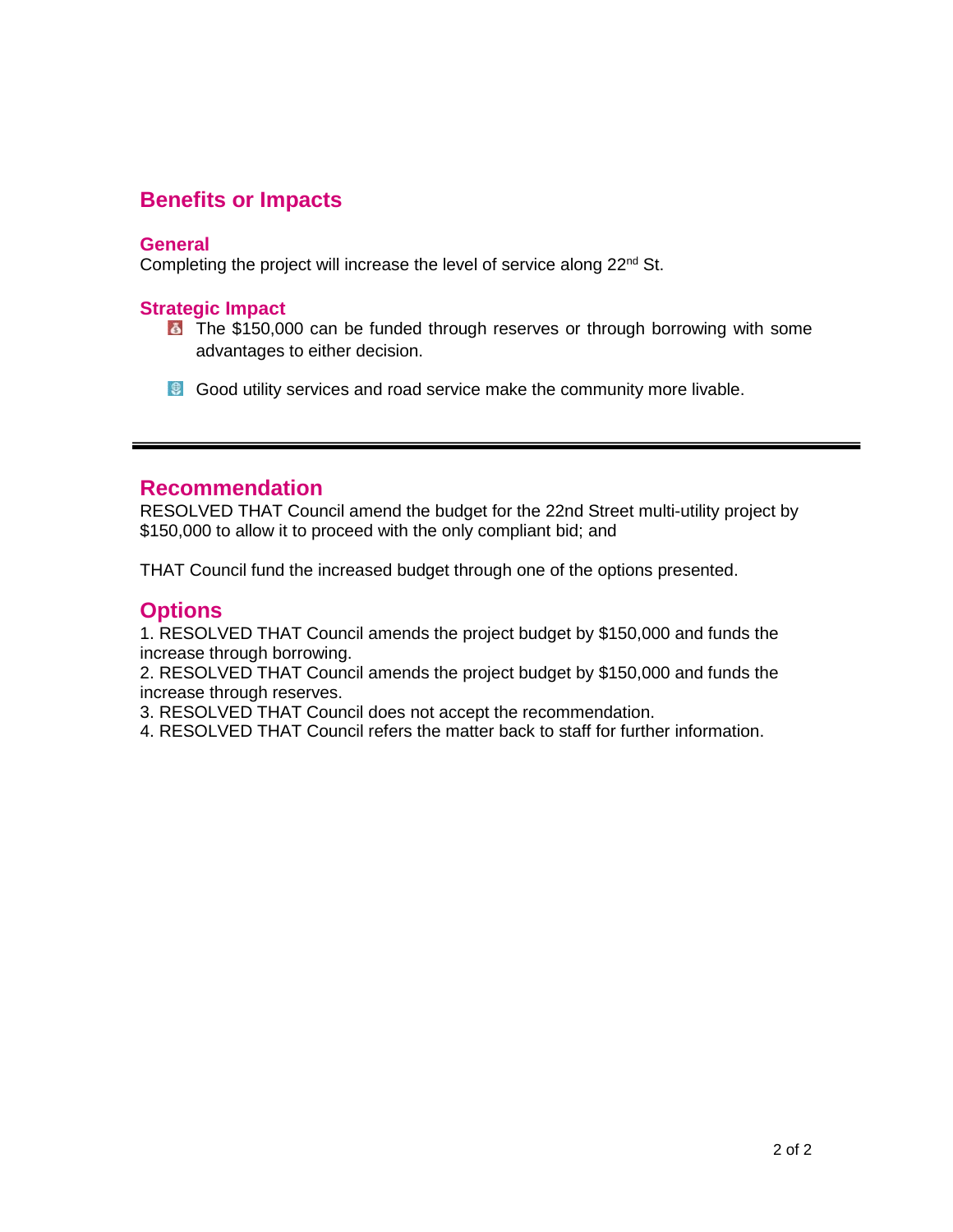## Benefits or Impacts

### General

Completing the project will increase the level of service along 22nd St.

### Strategic Impact

- The $150,000 can be funded through reserves or through borrowing with some advantages to either decision.
- Good utility services and road service make the community more livable.

---

## Recommendation

RESOLVED THAT Council amend the budget for the 22nd Street multi-utility project by $150,000 to allow it to proceed with the only compliant bid; and

THAT Council fund the increased budget through one of the options presented.

## Options

1. RESOLVED THAT Council amends the project budget by $150,000 and funds the increase through borrowing.
2. RESOLVED THAT Council amends the project budget by $150,000 and funds the increase through reserves.
3. RESOLVED THAT Council does not accept the recommendation.
4. RESOLVED THAT Council refers the matter back to staff for further information.